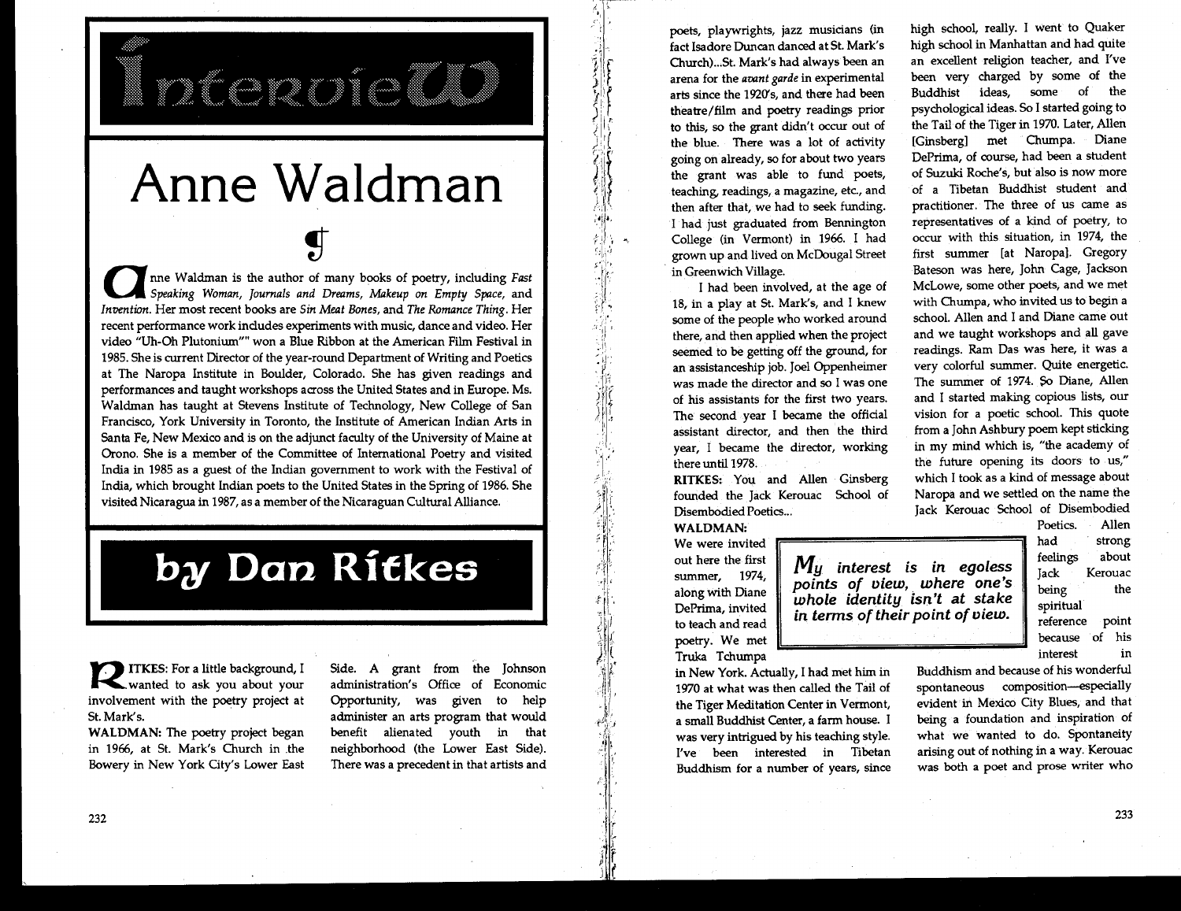# Interview

# Anne Waldman

¶

Anne Waldman is the author of many books of poetry, including *Fast Speaking Woman, Journals and Dreams, Makeup on Empty Space*, and *Invention*. Her most recent books are *Sin Meat Bones*, and *The Romance Thing*. Her recent performance work includes experiments with music, dance and video. Her video "Uh-Oh Plutonium"" won a Blue Ribbon at the American Film Festival in 1985. She is current Director of the year-round Department of Writing and Poetics at The Naropa Institute in Boulder, Colorado. She has given readings and performances and taught workshops across the United States and in Europe. Ms. Waldman has taught at Stevens Institute of Technology, New College of San Francisco, York University in Toronto, the Institute of American Indian Arts in Santa Fe, New Mexico and is on the adjunct faculty of the University of Maine at Orono. She is a member of the Committee of International Poetry and visited India in 1985 as a guest of the Indian government to work with the Festival of India, which brought Indian poets to the United States in the Spring of 1986. She visited Nicaragua in 1987, as a member of the Nicaraguan Cultural Alliance.

## by Dan Ritkes

**RITKES:** For a little background, I wanted to ask you about your involvement with the poetry project at St. Mark's.

**WALDMAN:** The poetry project began in 1966, at St. Mark's Church in the Bowery in New York City's Lower East Side. A grant from the Johnson administration's Office of Economic Opportunity, was given to help administer an arts program that would benefit alienated youth in that neighborhood (the Lower East Side). There was a precedent in that artists and poets, playwrights, jazz musicians (in fact Isadore Duncan danced at St. Mark's Church)...St. Mark's had always been an arena for the *avant garde* in experimental arts since the 1920's, and there had been theatre/film and poetry readings prior to this, so the grant didn't occur out of the blue. There was a lot of activity going on already, so for about two years the grant was able to fund poets, teaching, readings, a magazine, etc., and then after that, we had to seek funding. I had just graduated from Bennington College (in Vermont) in 1966. I had grown up and lived on McDougal Street in Greenwich Village.

I had been involved, at the age of 18, in a play at St. Mark's, and I knew some of the people who worked around there, and then applied when the project seemed to be getting off the ground, for an assistanceship job. Joel Oppenheimer was made the director and so I was one of his assistants for the first two years. The second year I became the official assistant director, and then the third year, I became the director, working there until 1978.

**RITKES:** You and Allen Ginsberg founded the Jack Kerouac School of Disembodied Poetics...

**WALDMAN:** We were invited out here the first summer, 1974, along with Diane DePrima, invited to teach and read poetry. We met Truka Tchumpa in New York. Actually, I had met him in 1970 at what was then called the Tail of the Tiger Meditation Center in Vermont, a small Buddhist Center, a farm house. I was very intrigued by his teaching style. I've been interested in Tibetan Buddhism for a number of years, since high school, really. I went to Quaker high school in Manhattan and had quite an excellent religion teacher, and I've been very charged by some of the Buddhist ideas, some of the psychological ideas. So I started going to the Tail of the Tiger in 1970. Later, Allen [Ginsberg] met Chumpa. Diane DePrima, of course, had been a student of Suzuki Roche's, but also is now more of a Tibetan Buddhist student and practitioner. The three of us came as representatives of a kind of poetry, to occur with this situation, in 1974, the first summer [at Naropa]. Gregory Bateson was here, John Cage, Jackson McLowe, some other poets, and we met with Chumpa, who invited us to begin a school. Allen and I and Diane came out and we taught workshops and all gave readings. Ram Das was here, it was a very colorful summer. Quite energetic. The summer of 1974. So Diane, Allen and I started making copious lists, our vision for a poetic school. This quote from a John Ashbury poem kept sticking in my mind which is, "the academy of the future opening its doors to us," which I took as a kind of message about Naropa and we settled on the name the Jack Kerouac School of Disembodied Poetics. Allen had strong feelings about Jack Kerouac being the spiritual reference point because of his interest in Buddhism and because of his wonderful spontaneous composition—especially evident in Mexico City Blues, and that being a foundation and inspiration of what we wanted to do. Spontaneity arising out of nothing in a way. Kerouac was both a poet and prose writer who

> ***My interest is in egoless points of view, where one's whole identity isn't at stake in terms of their point of view.***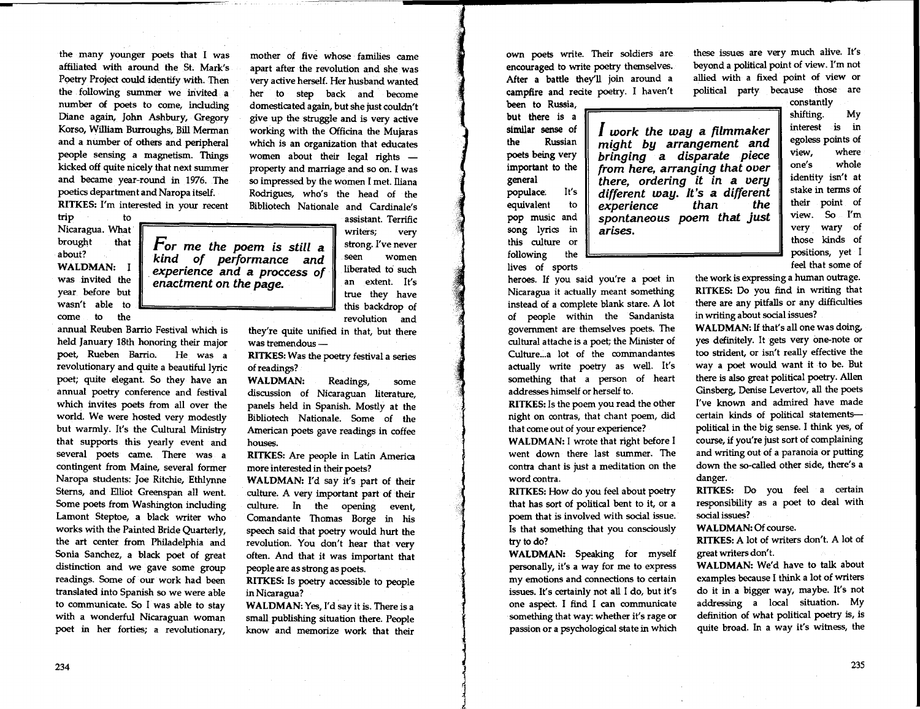the many younger poets that I was affiliated with around the St. Mark's Poetry Project could identify with. Then the following summer we invited a number of poets to come, including Diane again, John Ashbury, Gregory Korso, William Burroughs, Bill Merman and a number of others and peripheral people sensing a magnetism. Things kicked off quite nicely that next summer and became year-round in 1976. The poetics department and Naropa itself.

**RITKES:** I'm interested in your recent trip to Nicaragua. What brought that about?

**WALDMAN:** I was invited the year before but wasn't able to come to the annual Reuben Barrio Festival which is held January 18th honoring their major poet, Rueben Barrio. He was a revolutionary and quite a beautiful lyric poet; quite elegant. So they have an annual poetry conference and festival which invites poets from all over the world. We were hosted very modestly but warmly. It's the Cultural Ministry that supports this yearly event and several poets came. There was a contingent from Maine, several former Naropa students: Joe Ritchie, Ethlynne Sterns, and Elliot Greenspan all went. Some poets from Washington including Lamont Steptoe, a black writer who works with the Painted Bride Quarterly, the art center from Philadelphia and Sonia Sanchez, a black poet of great distinction and we gave some group readings. Some of our work had been translated into Spanish so we were able to communicate. So I was able to stay with a wonderful Nicaraguan woman poet in her forties; a revolutionary, mother of five whose families came apart after the revolution and she was very active herself. Her husband wanted her to step back and become domesticated again, but she just couldn't give up the struggle and is very active working with the Officina the Mujaras which is an organization that educates women about their legal rights — property and marriage and so on. I was so impressed by the women I met. Iliana Rodrigues, who's the head of the Bibliotech Nationale and Cardinale's assistant. Terrific writers; very strong. I've never seen women liberated to such an extent. It's true they have this backdrop of revolution and they're quite unified in that, but there was tremendous —

> ***For me the poem is still a kind of performance and experience and a proccess of enactment on the page.***

**RITKES:** Was the poetry festival a series of readings?

**WALDMAN:** Readings, some discussion of Nicaraguan literature, panels held in Spanish. Mostly at the Bibliotech Nationale. Some of the American poets gave readings in coffee houses.

**RITKES:** Are people in Latin America more interested in their poets?

**WALDMAN:** I'd say it's part of their culture. A very important part of their culture. In the opening event, Comandante Thomas Borge in his speech said that poetry would hurt the revolution. You don't hear that very often. And that it was important that people are as strong as poets.

**RITKES:** Is poetry accessible to people in Nicaragua?

**WALDMAN:** Yes, I'd say it is. There is a small publishing situation there. People know and memorize work that their own poets write. Their soldiers are encouraged to write poetry themselves. After a battle they'll join around a campfire and recite poetry. I haven't been to Russia, but there is a similar sense of the Russian poets being very important to the general populace. It's equivalent to pop music and song lyrics in this culture or following the lives of sports heroes. If you said you're a poet in Nicaragua it actually meant something instead of a complete blank stare. A lot of people within the Sandanista government are themselves poets. The cultural attache is a poet; the Minister of Culture...a lot of the commandantes actually write poetry as well. It's something that a person of heart addresses himself or herself to.

> ***I work the way a filmmaker might by arrangement and bringing a disparate piece from here, arranging that over there, ordering it in a very different way. It's a different experience than the spontaneous poem that just arises.***

**RITKES:** Is the poem you read the other night on contras, that chant poem, did that come out of your experience?

**WALDMAN:** I wrote that right before I went down there last summer. The contra chant is just a meditation on the word contra.

**RITKES:** How do you feel about poetry that has sort of political bent to it, or a poem that is involved with social issue. Is that something that you consciously try to do?

**WALDMAN:** Speaking for myself personally, it's a way for me to express my emotions and connections to certain issues. It's certainly not all I do, but it's one aspect. I find I can communicate something that way: whether it's rage or passion or a psychological state in which these issues are very much alive. It's beyond a political point of view. I'm not allied with a fixed point of view or political party because those are constantly shifting. My interest is in egoless points of view, where one's whole identity isn't at stake in terms of their point of view. So I'm very wary of those kinds of positions, yet I feel that some of the work is expressing a human outrage.

**RITKES:** Do you find in writing that there are any pitfalls or any difficulties in writing about social issues?

**WALDMAN:** If that's all one was doing, yes definitely. It gets very one-note or too strident, or isn't really effective the way a poet would want it to be. But there is also great political poetry. Allen Ginsberg, Denise Levertov, all the poets I've known and admired have made certain kinds of political statements—political in the big sense. I think yes, of course, if you're just sort of complaining and writing out of a paranoia or putting down the so-called other side, there's a danger.

**RITKES:** Do you feel a certain responsibility as a poet to deal with social issues?

**WALDMAN:** Of course.

**RITKES:** A lot of writers don't. A lot of great writers don't.

**WALDMAN:** We'd have to talk about examples because I think a lot of writers do it in a bigger way, maybe. It's not addressing a local situation. My definition of what political poetry is, is quite broad. In a way it's witness, the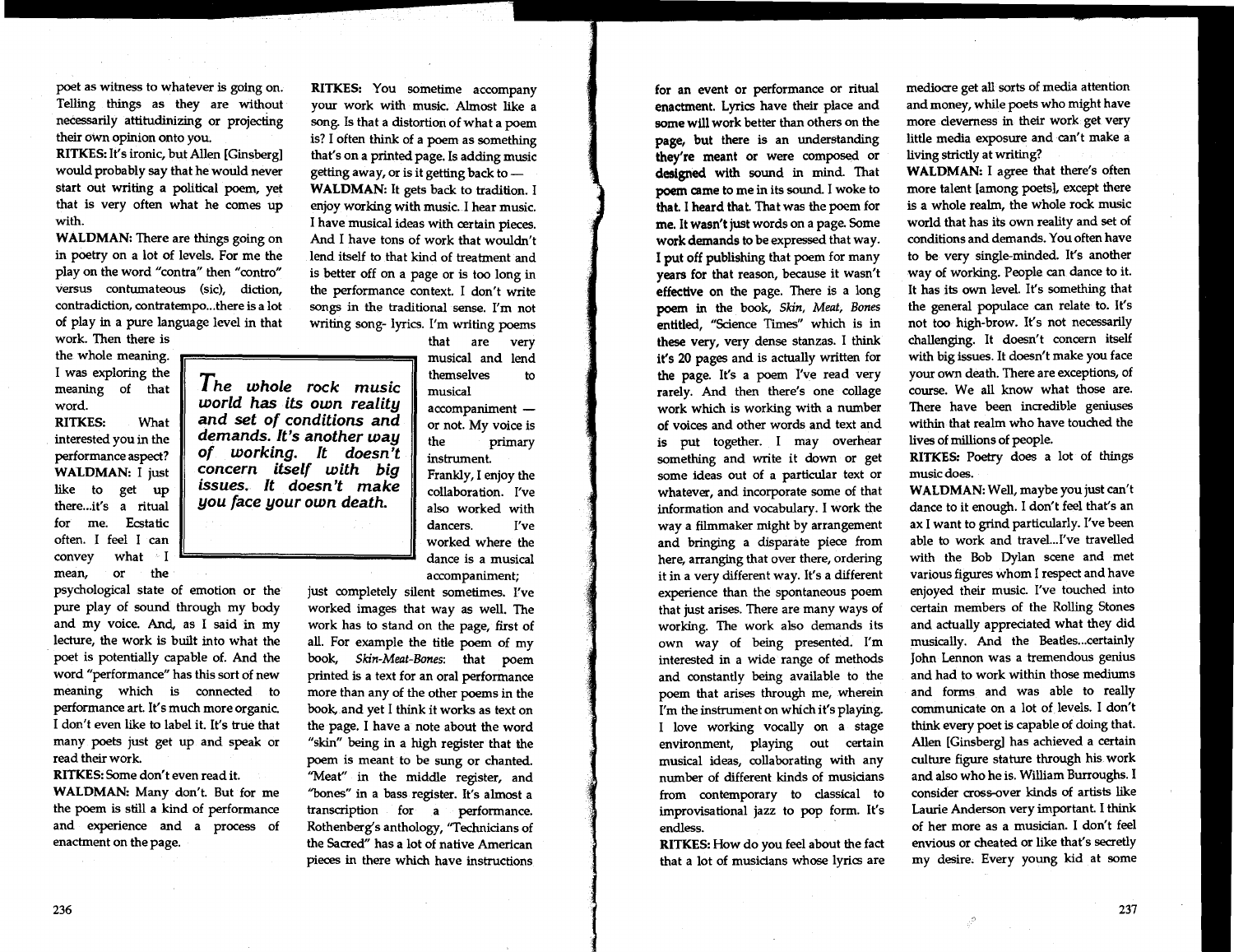poet as witness to whatever is going on. Telling things as they are without necessarily attitudinizing or projecting their own opinion onto you.

**RITKES:** It's ironic, but Allen [Ginsberg] would probably say that he would never start out writing a political poem, yet that is very often what he comes up with.

**WALDMAN:** There are things going on in poetry on a lot of levels. For me the play on the word "contra" then "contro" versus contumateous (sic), diction, contradiction, contratempo...there is a lot of play in a pure language level in that work. Then there is the whole meaning. I was exploring the meaning of that word.

**RITKES:** What interested you in the performance aspect?

**WALDMAN:** I just like to get up there...it's a ritual for me. Ecstatic often. I feel I can convey what I mean, or the psychological state of emotion or the pure play of sound through my body and my voice. And, as I said in my lecture, the work is built into what the poet is potentially capable of. And the word "performance" has this sort of new meaning which is connected to performance art. It's much more organic. I don't even like to label it. It's true that many poets just get up and speak or read their work.

**RITKES:** Some don't even read it.

**WALDMAN:** Many don't. But for me the poem is still a kind of performance and experience and a process of enactment on the page.

**RITKES:** You sometime accompany your work with music. Almost like a song. Is that a distortion of what a poem is? I often think of a poem as something that's on a printed page. Is adding music getting away, or is it getting back to —

**WALDMAN:** It gets back to tradition. I enjoy working with music. I hear music. I have musical ideas with certain pieces. And I have tons of work that wouldn't lend itself to that kind of treatment and is better off on a page or is too long in the performance context. I don't write songs in the traditional sense. I'm not writing song- lyrics. I'm writing poems that are very musical and lend themselves to musical accompaniment — or not. My voice is the primary instrument. Frankly, I enjoy the collaboration. I've also worked with dancers. I've worked where the dance is a musical accompaniment; just completely silent sometimes. I've worked images that way as well. The work has to stand on the page, first of all. For example the title poem of my book, *Skin-Meat-Bones*: that poem printed is a text for an oral performance more than any of the other poems in the book, and yet I think it works as text on the page. I have a note about the word "skin" being in a high register that the poem is meant to be sung or chanted. "Meat" in the middle register, and "bones" in a bass register. It's almost a transcription for a performance. Rothenberg's anthology, "Technicians of the Sacred" has a lot of native American pieces in there which have instructions for an event or performance or ritual enactment. Lyrics have their place and some will work better than others on the page, but there is an understanding they're meant or were composed or designed with sound in mind. That poem came to me in its sound. I woke to that. I heard that. That was the poem for me. It wasn't just words on a page. Some work demands to be expressed that way. I put off publishing that poem for many years for that reason, because it wasn't effective on the page. There is a long poem in the book, *Skin, Meat, Bones* entitled, "Science Times" which is in these very, very dense stanzas. I think it's 20 pages and is actually written for the page. It's a poem I've read very rarely. And then there's one collage work which is working with a number of voices and other words and text and is put together. I may overhear something and write it down or get some ideas out of a particular text or whatever, and incorporate some of that information and vocabulary. I work the way a filmmaker might by arrangement and bringing a disparate piece from here, arranging that over there, ordering it in a very different way. It's a different experience than the spontaneous poem that just arises. There are many ways of working. The work also demands its own way of being presented. I'm interested in a wide range of methods and constantly being available to the poem that arises through me, wherein I'm the instrument on which it's playing. I love working vocally on a stage environment, playing out certain musical ideas, collaborating with any number of different kinds of musicians from contemporary to classical to improvisational jazz to pop form. It's endless.

**RITKES:** How do you feel about the fact that a lot of musicians whose lyrics are mediocre get all sorts of media attention and money, while poets who might have more cleverness in their work get very little media exposure and can't make a living strictly at writing?

**WALDMAN:** I agree that there's often more talent [among poets], except there is a whole realm, the whole rock music world that has its own reality and set of conditions and demands. You often have to be very single-minded. It's another way of working. People can dance to it. It has its own level. It's something that the general populace can relate to. It's not too high-brow. It's not necessarily challenging. It doesn't concern itself with big issues. It doesn't make you face your own death. There are exceptions, of course. We all know what those are. There have been incredible geniuses within that realm who have touched the lives of millions of people.

**RITKES:** Poetry does a lot of things music does.

**WALDMAN:** Well, maybe you just can't dance to it enough. I don't feel that's an ax I want to grind particularly. I've been able to work and travel...I've travelled with the Bob Dylan scene and met various figures whom I respect and have enjoyed their music. I've touched into certain members of the Rolling Stones and actually appreciated what they did musically. And the Beatles...certainly John Lennon was a tremendous genius and had to work within those mediums and forms and was able to really communicate on a lot of levels. I don't think every poet is capable of doing that. Allen [Ginsberg] has achieved a certain culture figure stature through his work and also who he is. William Burroughs. I consider cross-over kinds of artists like Laurie Anderson very important. I think of her more as a musician. I don't feel envious or cheated or like that's secretly my desire. Every young kid at some

> ***The whole rock music world has its own reality and set of conditions and demands. It's another way of working. It doesn't concern itself with big issues. It doesn't make you face your own death.***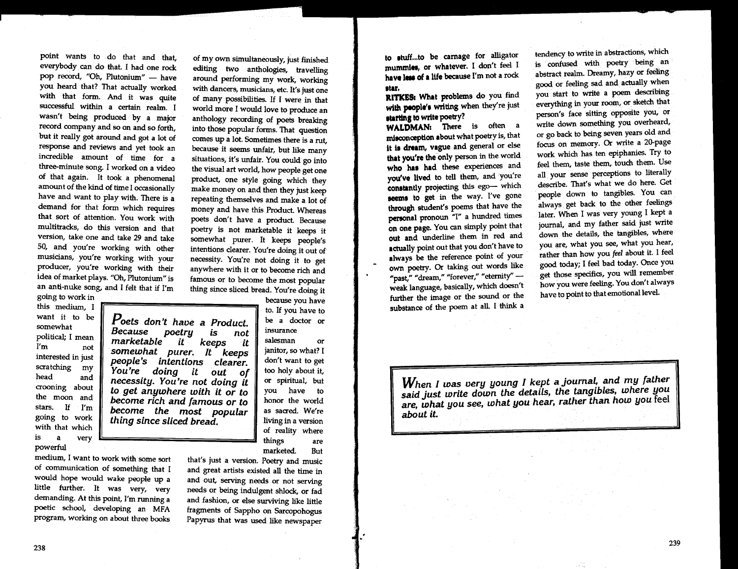point wants to do that and that, everybody can do that. I had one rock pop record, "Oh, Plutonium" — have you heard that? That actually worked with that form. And it was quite successful within a certain realm. I wasn't being produced by a major record company and so on and so forth, but it really got around and got a lot of response and reviews and yet took an incredible amount of time for a three-minute song. I worked on a video of that again. It took a phenomenal amount of the kind of time I occasionally have and want to play with. There is a demand for that form which requires that sort of attention. You work with multitracks, do this version and that version, take one and take 29 and take 50, and you're working with other musicians, you're working with your producer, you're working with their idea of market plays. "Oh, Plutonium" is an anti-nuke song, and I felt that if I'm going to work in this medium, I want it to be somewhat political; I mean I'm not interested in just scratching my head and crooning about the moon and stars. If I'm going to work with that which is a very powerful medium, I want to work with some sort of communication of something that I would hope would wake people up a little further. It was very, very demanding. At this point, I'm running a poetic school, developing an MFA program, working on about three books of my own simultaneously, just finished editing two anthologies, travelling around performing my work, working with dancers, musicians, etc. It's just one of many possibilities. If I were in that world more I would love to produce an anthology recording of poets breaking into those popular forms. That question comes up a lot. Sometimes there is a rut, because it seems unfair, but like many situations, it's unfair. You could go into the visual art world, how people get one product, one style going which they make money on and then they just keep repeating themselves and make a lot of money and have this Product. Whereas poets don't have a product. Because poetry is not marketable it keeps it somewhat purer. It keeps people's intentions clearer. You're doing it out of necessity. You're not doing it to get anywhere with it or to become rich and famous or to become the most popular thing since sliced bread. You're doing it because you have to. If you have to be a doctor or insurance salesman or janitor, so what? I don't want to get too holy about it, or spiritual, but you have to honor the world as sacred. We're living in a version of reality where things are marketed. But that's just a version. Poetry and music and great artists existed all the time in and out, serving needs or not serving needs or being indulgent shlock, or fad and fashion, or else surviving like little fragments of Sappho on Sarcopohogus Papyrus that was used like newspaper to stuff...to be carnage for alligator mummies, or whatever. I don't feel I have less of a life because I'm not a rock star.

> *Poets don't have a Product. Because poetry is not marketable it keeps it somewhat purer. It keeps people's intentions clearer. You're doing it out of necessity. You're not doing it to get anywhere with it or to become rich and famous or to become the most popular thing since sliced bread.*

**RITKES: What problems do you find with people's writing when they're just starting to write poetry?**

**WALDMAN:** There is often a misconception about what poetry is, that it is dream, vague and general or else that you're the only person in the world who has had these experiences and you've lived to tell them, and you're constantly projecting this ego— which seems to get in the way. I've gone through student's poems that have the personal pronoun "I" a hundred times on one page. You can simply point that out and underline them in red and actually point out that you don't have to always be the reference point of your own poetry. Or taking out words like "past," "dream," "forever," "eternity" — weak language, basically, which doesn't further the image or the sound or the substance of the poem at all. I think a tendency to write in abstractions, which is confused with poetry being an abstract realm. Dreamy, hazy or feeling good or feeling sad and actually when you start to write a poem describing everything in your room, or sketch that person's face sitting opposite you, or write down something you overheard, or go back to being seven years old and focus on memory. Or write a 20-page work which has ten epiphanies. Try to feel them, taste them, touch them. Use all your sense perceptions to literally describe. That's what we do here. Get people down to tangibles. You can always get back to the other feelings later. When I was very young I kept a journal, and my father said just write down the details, the tangibles, where you are, what you see, what you hear, rather than how you *feel* about it. I feel good today; I feel bad today. Once you get those specifics, you will remember how you were feeling. You don't always have to point to that emotional level.

> *When I was very young I kept a journal, and my father said just write down the details, the tangibles, where you are, what you see, what you hear, rather than how you feel about it.*